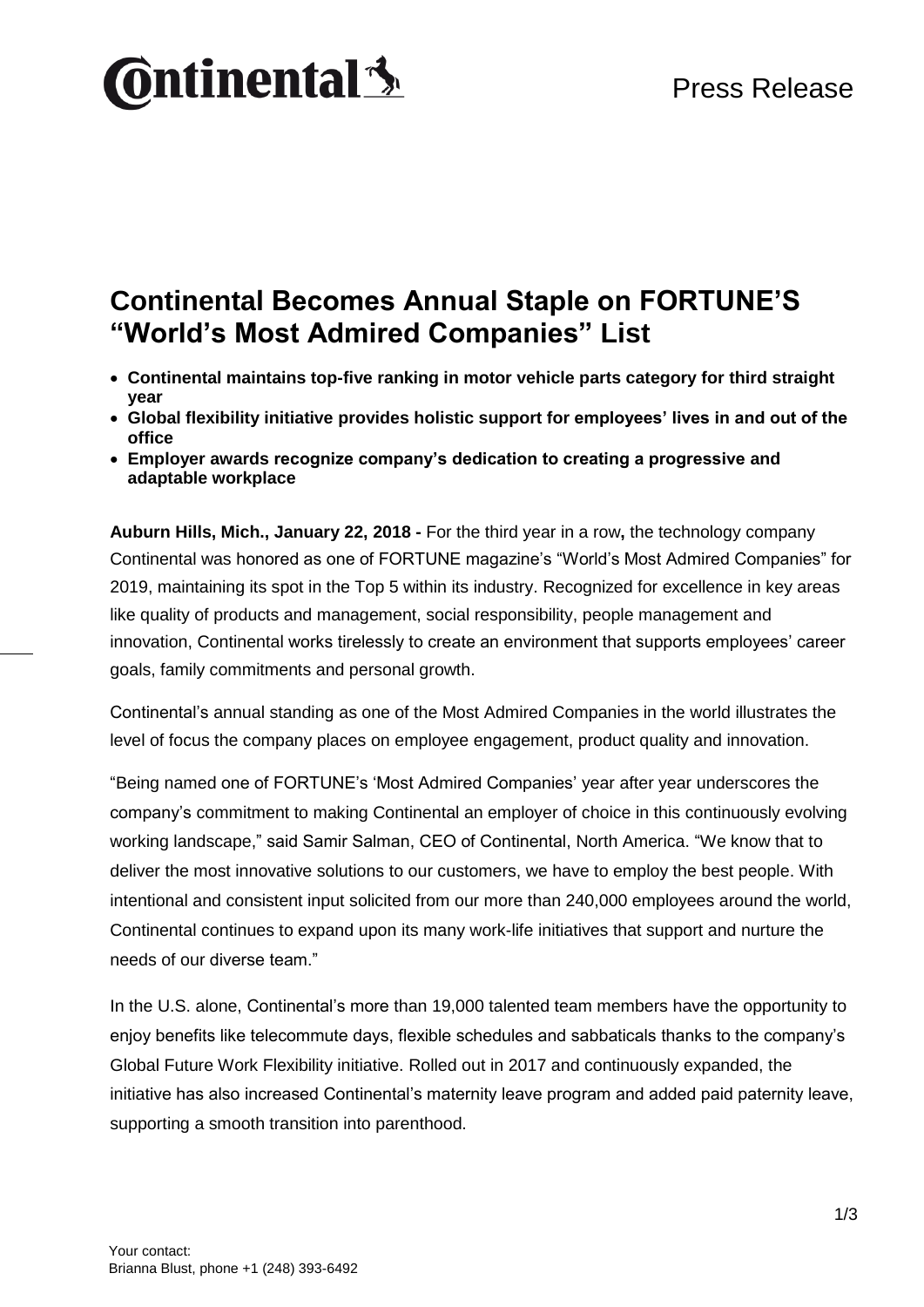# Continental Becomes Annual Staple on FORTUNE'S "World's Most Admired Companies" List

- **Continental maintains top-five ranking in motor vehicle parts category for third straight year**
- **Global flexibility initiative provides holistic support for employees' lives in and out of the office**
- **Employer awards recognize company's dedication to creating a progressive and adaptable workplace**

**Auburn Hills, Mich., January 22, 2018 -** For the third year in a row**,** the technology company Continental was honored as one of FORTUNE magazine's "World's Most Admired Companies" for 2019, maintaining its spot in the Top 5 within its industry. Recognized for excellence in key areas like quality of products and management, social responsibility, people management and innovation, Continental works tirelessly to create an environment that supports employees' career goals, family commitments and personal growth.

Continental's annual standing as one of the Most Admired Companies in the world illustrates the level of focus the company places on employee engagement, product quality and innovation.

"Being named one of FORTUNE's 'Most Admired Companies' year after year underscores the company's commitment to making Continental an employer of choice in this continuously evolving working landscape," said Samir Salman, CEO of Continental, North America. "We know that to deliver the most innovative solutions to our customers, we have to employ the best people. With intentional and consistent input solicited from our more than 240,000 employees around the world, Continental continues to expand upon its many work-life initiatives that support and nurture the needs of our diverse team."

In the U.S. alone, Continental's more than 19,000 talented team members have the opportunity to enjoy benefits like telecommute days, flexible schedules and sabbaticals thanks to the company's Global Future Work Flexibility initiative. Rolled out in 2017 and continuously expanded, the initiative has also increased Continental's maternity leave program and added paid paternity leave, supporting a smooth transition into parenthood.

Your contact:
Brianna Blust, phone +1 (248) 393-6492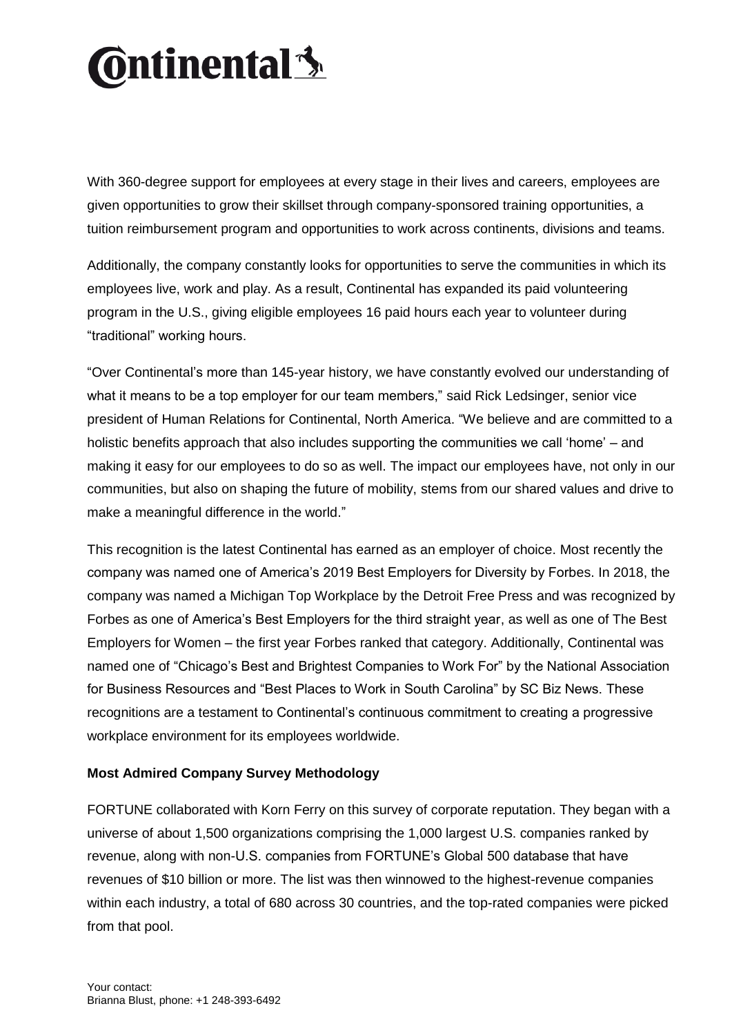With 360-degree support for employees at every stage in their lives and careers, employees are given opportunities to grow their skillset through company-sponsored training opportunities, a tuition reimbursement program and opportunities to work across continents, divisions and teams.

Additionally, the company constantly looks for opportunities to serve the communities in which its employees live, work and play. As a result, Continental has expanded its paid volunteering program in the U.S., giving eligible employees 16 paid hours each year to volunteer during "traditional" working hours.

"Over Continental's more than 145-year history, we have constantly evolved our understanding of what it means to be a top employer for our team members," said Rick Ledsinger, senior vice president of Human Relations for Continental, North America. "We believe and are committed to a holistic benefits approach that also includes supporting the communities we call 'home' – and making it easy for our employees to do so as well. The impact our employees have, not only in our communities, but also on shaping the future of mobility, stems from our shared values and drive to make a meaningful difference in the world."

This recognition is the latest Continental has earned as an employer of choice. Most recently the company was named one of America's 2019 Best Employers for Diversity by Forbes. In 2018, the company was named a Michigan Top Workplace by the Detroit Free Press and was recognized by Forbes as one of America's Best Employers for the third straight year, as well as one of The Best Employers for Women – the first year Forbes ranked that category. Additionally, Continental was named one of "Chicago's Best and Brightest Companies to Work For" by the National Association for Business Resources and "Best Places to Work in South Carolina" by SC Biz News. These recognitions are a testament to Continental's continuous commitment to creating a progressive workplace environment for its employees worldwide.

**Most Admired Company Survey Methodology**

FORTUNE collaborated with Korn Ferry on this survey of corporate reputation. They began with a universe of about 1,500 organizations comprising the 1,000 largest U.S. companies ranked by revenue, along with non-U.S. companies from FORTUNE's Global 500 database that have revenues of $10 billion or more. The list was then winnowed to the highest-revenue companies within each industry, a total of 680 across 30 countries, and the top-rated companies were picked from that pool.

Your contact:
Brianna Blust, phone: +1 248-393-6492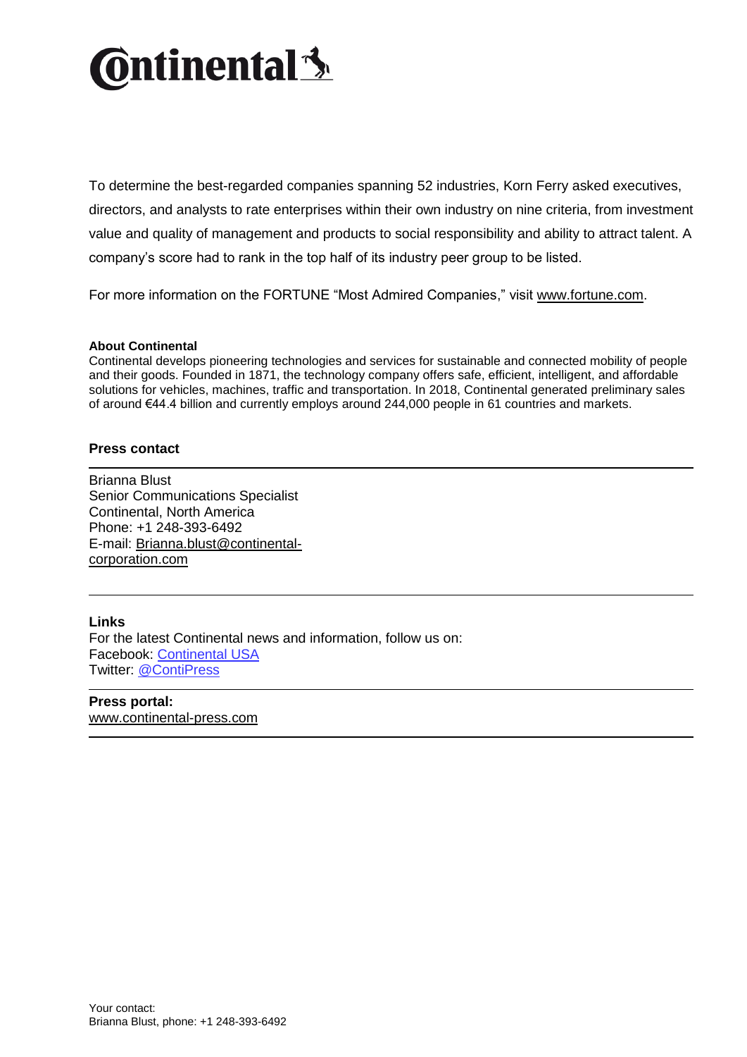To determine the best-regarded companies spanning 52 industries, Korn Ferry asked executives, directors, and analysts to rate enterprises within their own industry on nine criteria, from investment value and quality of management and products to social responsibility and ability to attract talent. A company's score had to rank in the top half of its industry peer group to be listed.

For more information on the FORTUNE "Most Admired Companies," visit www.fortune.com.

**About Continental**

Continental develops pioneering technologies and services for sustainable and connected mobility of people and their goods. Founded in 1871, the technology company offers safe, efficient, intelligent, and affordable solutions for vehicles, machines, traffic and transportation. In 2018, Continental generated preliminary sales of around €44.4 billion and currently employs around 244,000 people in 61 countries and markets.

**Press contact**

Brianna Blust
Senior Communications Specialist
Continental, North America
Phone: +1 248-393-6492
E-mail: Brianna.blust@continental-corporation.com

**Links**

For the latest Continental news and information, follow us on:
Facebook: Continental USA
Twitter: @ContiPress

**Press portal:**
www.continental-press.com

Your contact:
Brianna Blust, phone: +1 248-393-6492